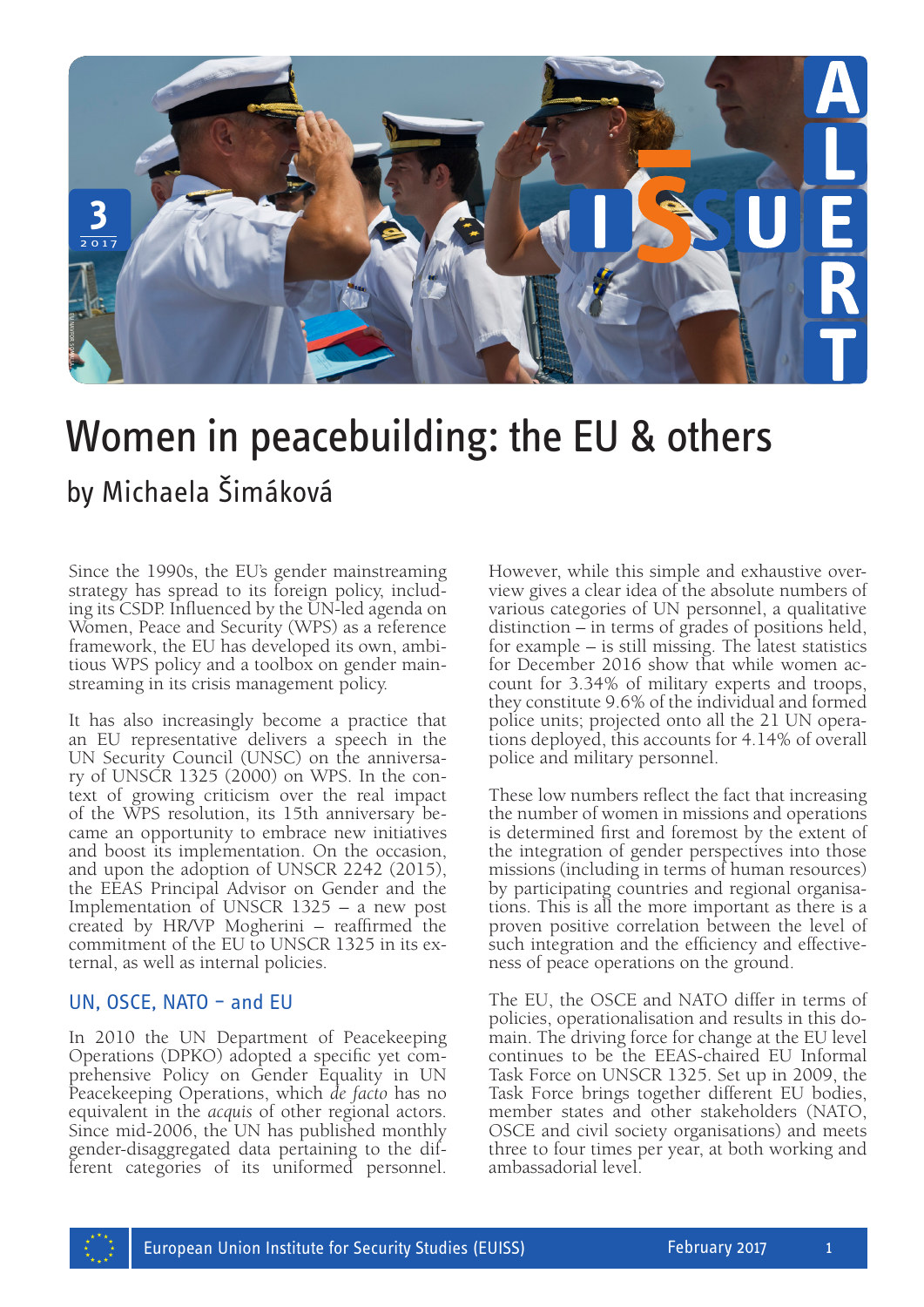# Women in peacebuilding: the EU & others

## by Michaela Šimáková

Since the 1990s, the EU's gender mainstreaming strategy has spread to its foreign policy, including its CSDP. Influenced by the UN-led agenda on Women, Peace and Security (WPS) as a reference framework, the EU has developed its own, ambitious WPS policy and a toolbox on gender mainstreaming in its crisis management policy.

It has also increasingly become a practice that an EU representative delivers a speech in the UN Security Council (UNSC) on the anniversary of UNSCR 1325 (2000) on WPS. In the context of growing criticism over the real impact of the WPS resolution, its 15th anniversary became an opportunity to embrace new initiatives and boost its implementation. On the occasion, and upon the adoption of UNSCR 2242 (2015), the EEAS Principal Advisor on Gender and the Implementation of UNSCR 1325 – a new post created by HR/VP Mogherini – reaffirmed the commitment of the EU to UNSCR 1325 in its external, as well as internal policies.

### UN, OSCE, NATO – and EU

In 2010 the UN Department of Peacekeeping Operations (DPKO) adopted a specific yet comprehensive Policy on Gender Equality in UN Peacekeeping Operations, which *de facto* has no equivalent in the *acquis* of other regional actors. Since mid-2006, the UN has published monthly gender-disaggregated data pertaining to the different categories of its uniformed personnel. However, while this simple and exhaustive overview gives a clear idea of the absolute numbers of various categories of UN personnel, a qualitative distinction – in terms of grades of positions held, for example – is still missing. The latest statistics for December 2016 show that while women account for 3.34% of military experts and troops, they constitute 9.6% of the individual and formed police units; projected onto all the 21 UN operations deployed, this accounts for 4.14% of overall police and military personnel.

These low numbers reflect the fact that increasing the number of women in missions and operations is determined first and foremost by the extent of the integration of gender perspectives into those missions (including in terms of human resources) by participating countries and regional organisations. This is all the more important as there is a proven positive correlation between the level of such integration and the efficiency and effectiveness of peace operations on the ground.

The EU, the OSCE and NATO differ in terms of policies, operationalisation and results in this domain. The driving force for change at the EU level continues to be the EEAS-chaired EU Informal Task Force on UNSCR 1325. Set up in 2009, the Task Force brings together different EU bodies, member states and other stakeholders (NATO, OSCE and civil society organisations) and meets three to four times per year, at both working and ambassadorial level.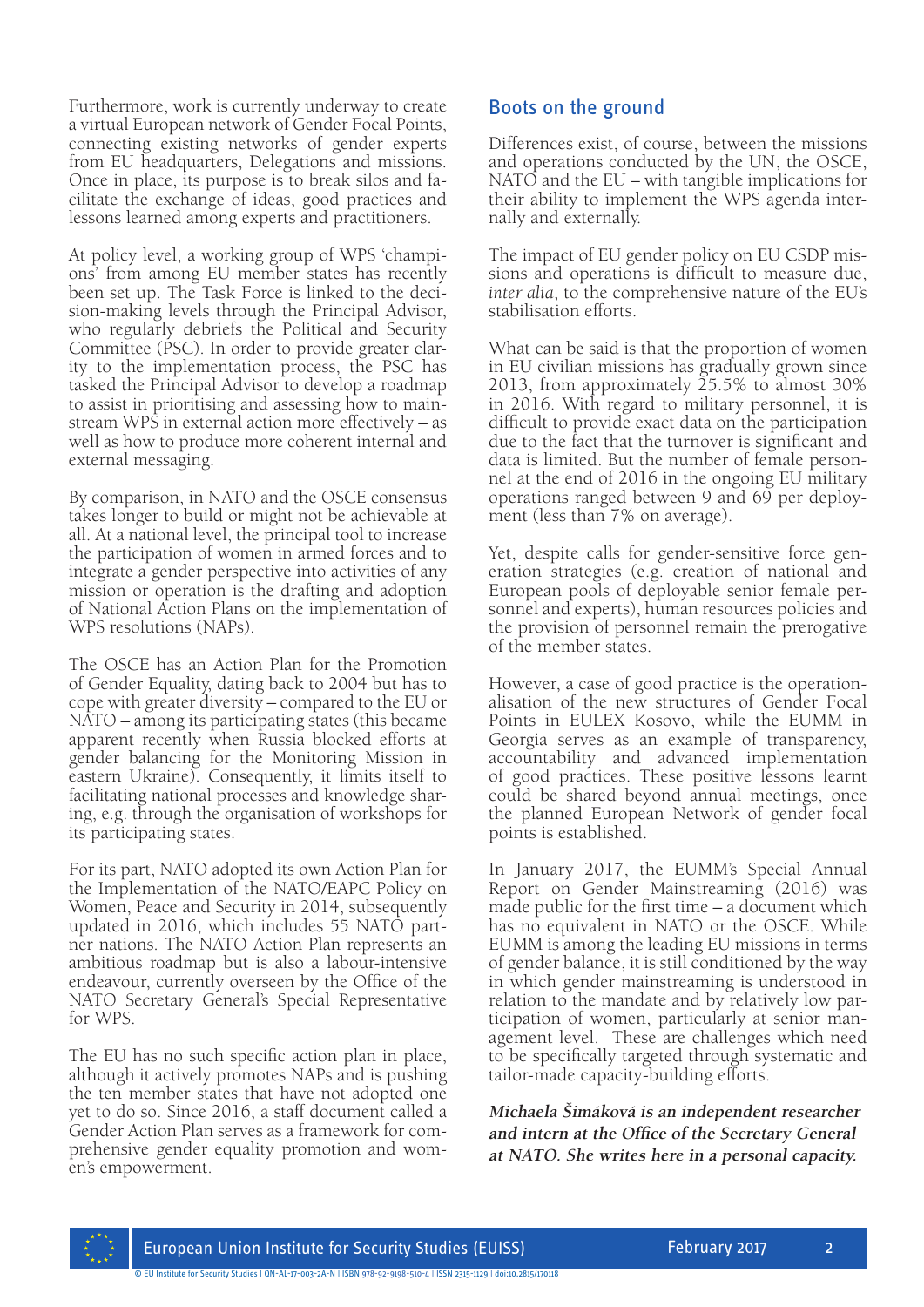Furthermore, work is currently underway to create a virtual European network of Gender Focal Points, connecting existing networks of gender experts from EU headquarters, Delegations and missions. Once in place, its purpose is to break silos and facilitate the exchange of ideas, good practices and lessons learned among experts and practitioners.

At policy level, a working group of WPS 'champions' from among EU member states has recently been set up. The Task Force is linked to the decision-making levels through the Principal Advisor, who regularly debriefs the Political and Security Committee (PSC). In order to provide greater clarity to the implementation process, the PSC has tasked the Principal Advisor to develop a roadmap to assist in prioritising and assessing how to mainstream WPS in external action more effectively – as well as how to produce more coherent internal and external messaging.

By comparison, in NATO and the OSCE consensus takes longer to build or might not be achievable at all. At a national level, the principal tool to increase the participation of women in armed forces and to integrate a gender perspective into activities of any mission or operation is the drafting and adoption of National Action Plans on the implementation of WPS resolutions (NAPs).

The OSCE has an Action Plan for the Promotion of Gender Equality, dating back to 2004 but has to cope with greater diversity – compared to the EU or NATO – among its participating states (this became apparent recently when Russia blocked efforts at gender balancing for the Monitoring Mission in eastern Ukraine). Consequently, it limits itself to facilitating national processes and knowledge sharing, e.g. through the organisation of workshops for its participating states.

For its part, NATO adopted its own Action Plan for the Implementation of the NATO/EAPC Policy on Women, Peace and Security in 2014, subsequently updated in 2016, which includes 55 NATO partner nations. The NATO Action Plan represents an ambitious roadmap but is also a labour-intensive endeavour, currently overseen by the Office of the NATO Secretary General's Special Representative for WPS.

The EU has no such specific action plan in place, although it actively promotes NAPs and is pushing the ten member states that have not adopted one yet to do so. Since 2016, a staff document called a Gender Action Plan serves as a framework for comprehensive gender equality promotion and women's empowerment.

## Boots on the ground

Differences exist, of course, between the missions and operations conducted by the UN, the OSCE, NATO and the EU – with tangible implications for their ability to implement the WPS agenda internally and externally.

The impact of EU gender policy on EU CSDP missions and operations is difficult to measure due, *inter alia*, to the comprehensive nature of the EU's stabilisation efforts.

What can be said is that the proportion of women in EU civilian missions has gradually grown since 2013, from approximately 25.5% to almost 30% in 2016. With regard to military personnel, it is difficult to provide exact data on the participation due to the fact that the turnover is significant and data is limited. But the number of female personnel at the end of 2016 in the ongoing EU military operations ranged between 9 and 69 per deployment (less than 7% on average).

Yet, despite calls for gender-sensitive force generation strategies (e.g. creation of national and European pools of deployable senior female personnel and experts), human resources policies and the provision of personnel remain the prerogative of the member states.

However, a case of good practice is the operationalisation of the new structures of Gender Focal Points in EULEX Kosovo, while the EUMM in Georgia serves as an example of transparency, accountability and advanced implementation of good practices. These positive lessons learnt could be shared beyond annual meetings, once the planned European Network of gender focal points is established.

In January 2017, the EUMM's Special Annual Report on Gender Mainstreaming (2016) was made public for the first time – a document which has no equivalent in NATO or the OSCE. While EUMM is among the leading EU missions in terms of gender balance, it is still conditioned by the way in which gender mainstreaming is understood in relation to the mandate and by relatively low participation of women, particularly at senior management level. These are challenges which need to be specifically targeted through systematic and tailor-made capacity-building efforts.

***Michaela Šimáková is an independent researcher and intern at the Office of the Secretary General at NATO. She writes here in a personal capacity.***

© EU Institute for Security Studies | QN-AL-17-003-2A-N | ISBN 978-92-9198-510-4 | ISSN 2315-1129 | doi:10.2815/170118